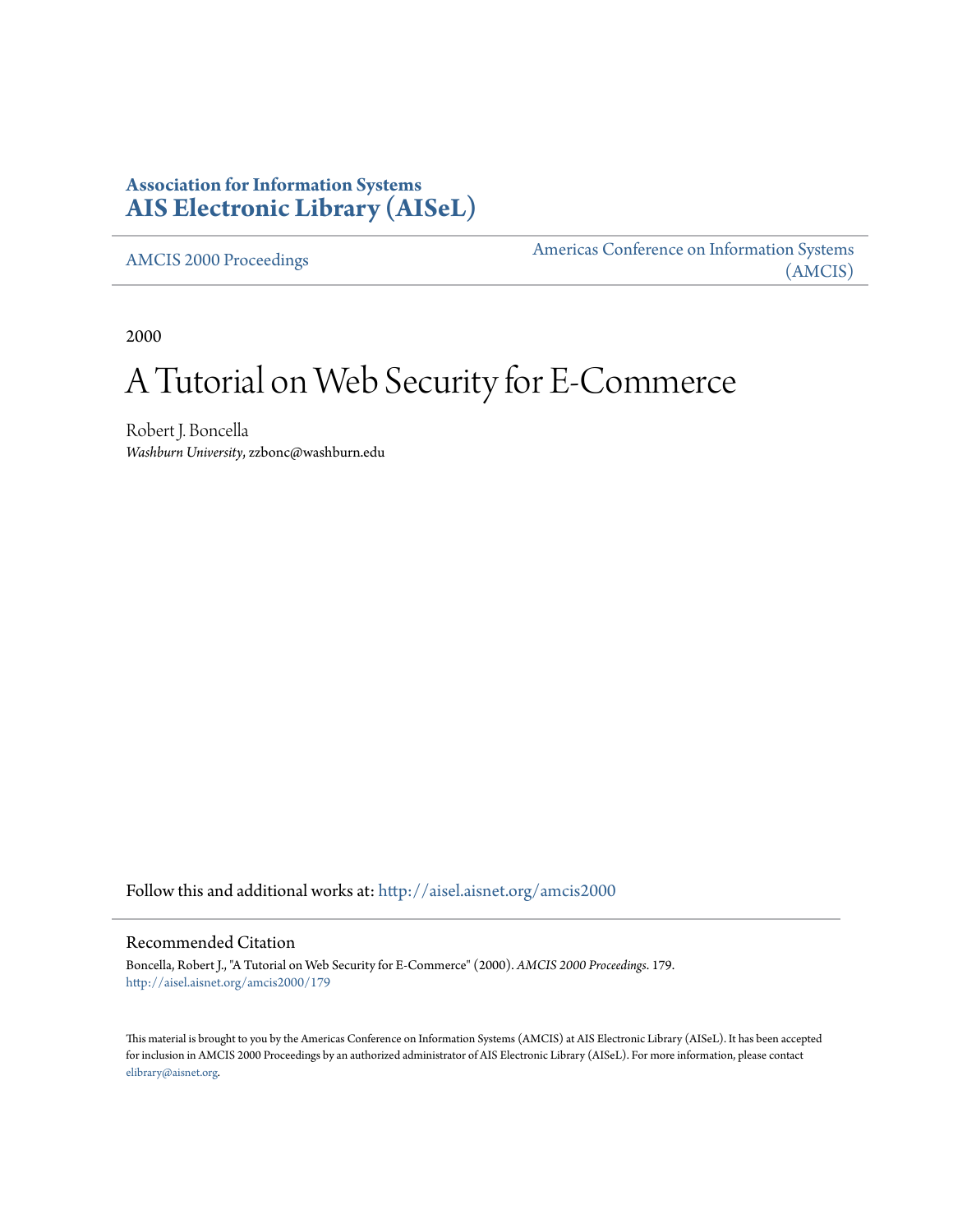# Association for Information Systems
# AIS Electronic Library (AISeL)

AMCIS 2000 Proceedings

Americas Conference on Information Systems (AMCIS)

2000

# A Tutorial on Web Security for E-Commerce

Robert J. Boncella
*Washburn University*, zzbonc@washburn.edu

Follow this and additional works at: http://aisel.aisnet.org/amcis2000

## Recommended Citation

Boncella, Robert J., "A Tutorial on Web Security for E-Commerce" (2000). *AMCIS 2000 Proceedings*. 179.
http://aisel.aisnet.org/amcis2000/179

This material is brought to you by the Americas Conference on Information Systems (AMCIS) at AIS Electronic Library (AISeL). It has been accepted for inclusion in AMCIS 2000 Proceedings by an authorized administrator of AIS Electronic Library (AISeL). For more information, please contact elibrary@aisnet.org.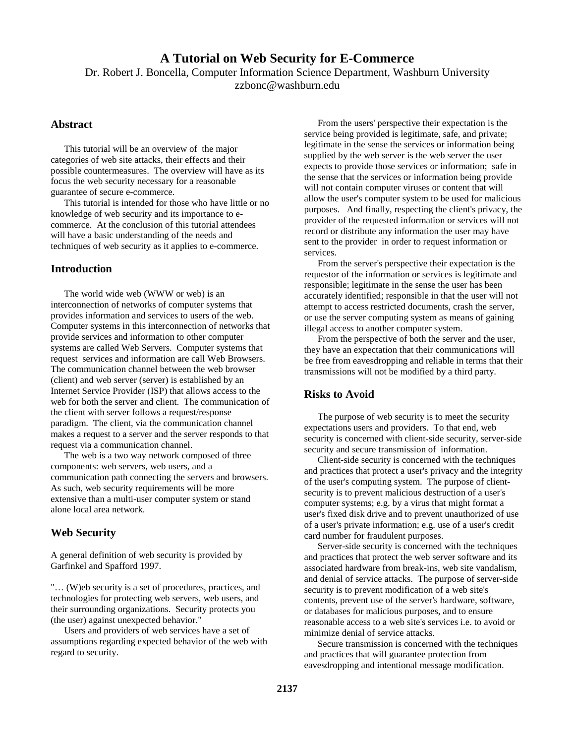# A Tutorial on Web Security for E-Commerce

Dr. Robert J. Boncella, Computer Information Science Department, Washburn University
zzbonc@washburn.edu

## Abstract

This tutorial will be an overview of the major categories of web site attacks, their effects and their possible countermeasures. The overview will have as its focus the web security necessary for a reasonable guarantee of secure e-commerce.

This tutorial is intended for those who have little or no knowledge of web security and its importance to e-commerce. At the conclusion of this tutorial attendees will have a basic understanding of the needs and techniques of web security as it applies to e-commerce.

## Introduction

The world wide web (WWW or web) is an interconnection of networks of computer systems that provides information and services to users of the web. Computer systems in this interconnection of networks that provide services and information to other computer systems are called Web Servers. Computer systems that request services and information are call Web Browsers. The communication channel between the web browser (client) and web server (server) is established by an Internet Service Provider (ISP) that allows access to the web for both the server and client. The communication of the client with server follows a request/response paradigm. The client, via the communication channel makes a request to a server and the server responds to that request via a communication channel.

The web is a two way network composed of three components: web servers, web users, and a communication path connecting the servers and browsers. As such, web security requirements will be more extensive than a multi-user computer system or stand alone local area network.

## Web Security

A general definition of web security is provided by Garfinkel and Spafford 1997.

"… (W)eb security is a set of procedures, practices, and technologies for protecting web servers, web users, and their surrounding organizations. Security protects you (the user) against unexpected behavior."

Users and providers of web services have a set of assumptions regarding expected behavior of the web with regard to security.

From the users' perspective their expectation is the service being provided is legitimate, safe, and private; legitimate in the sense the services or information being supplied by the web server is the web server the user expects to provide those services or information; safe in the sense that the services or information being provide will not contain computer viruses or content that will allow the user's computer system to be used for malicious purposes. And finally, respecting the client's privacy, the provider of the requested information or services will not record or distribute any information the user may have sent to the provider in order to request information or services.

From the server's perspective their expectation is the requestor of the information or services is legitimate and responsible; legitimate in the sense the user has been accurately identified; responsible in that the user will not attempt to access restricted documents, crash the server, or use the server computing system as means of gaining illegal access to another computer system.

From the perspective of both the server and the user, they have an expectation that their communications will be free from eavesdropping and reliable in terms that their transmissions will not be modified by a third party.

## Risks to Avoid

The purpose of web security is to meet the security expectations users and providers. To that end, web security is concerned with client-side security, server-side security and secure transmission of information.

Client-side security is concerned with the techniques and practices that protect a user's privacy and the integrity of the user's computing system. The purpose of client-security is to prevent malicious destruction of a user's computer systems; e.g. by a virus that might format a user's fixed disk drive and to prevent unauthorized of use of a user's private information; e.g. use of a user's credit card number for fraudulent purposes.

Server-side security is concerned with the techniques and practices that protect the web server software and its associated hardware from break-ins, web site vandalism, and denial of service attacks. The purpose of server-side security is to prevent modification of a web site's contents, prevent use of the server's hardware, software, or databases for malicious purposes, and to ensure reasonable access to a web site's services i.e. to avoid or minimize denial of service attacks.

Secure transmission is concerned with the techniques and practices that will guarantee protection from eavesdropping and intentional message modification.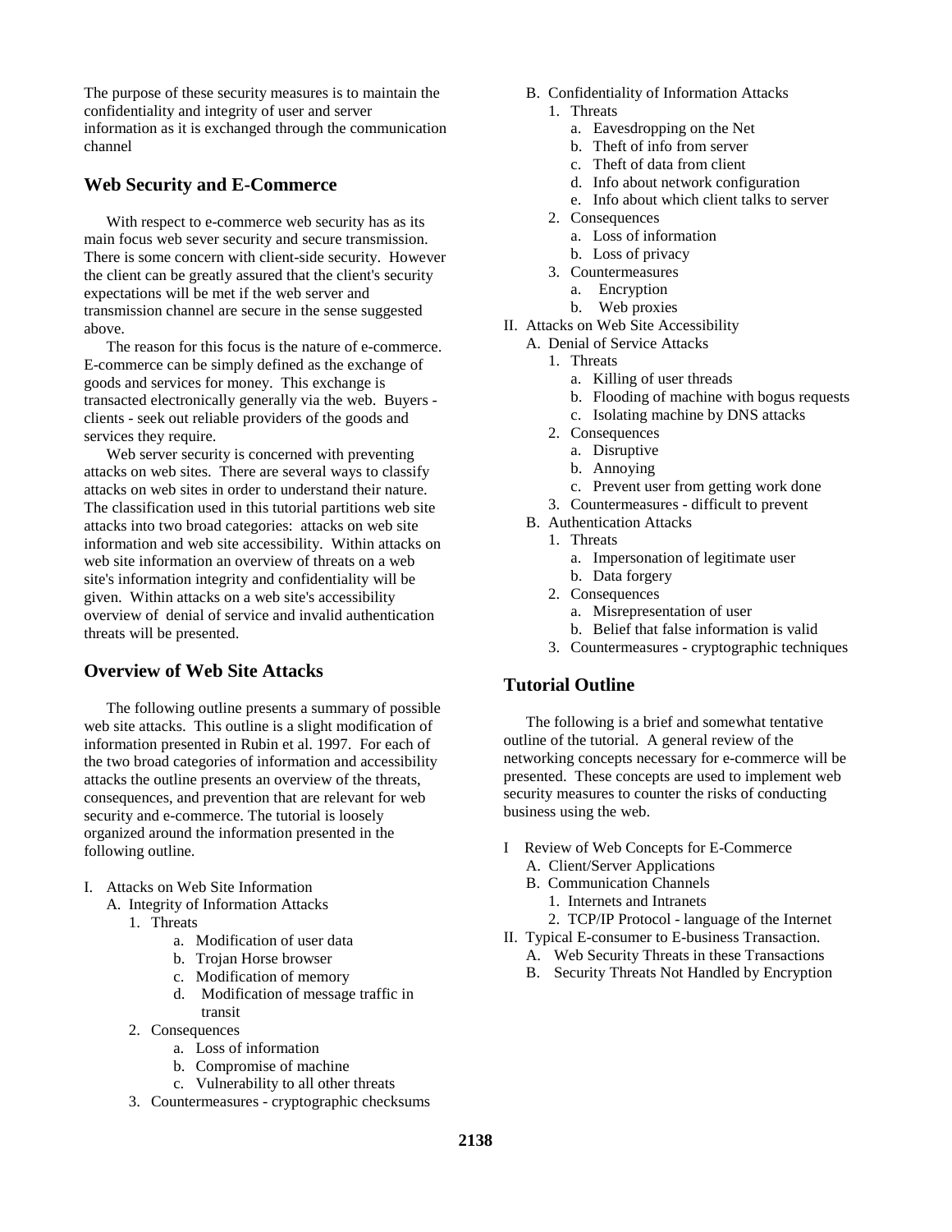The purpose of these security measures is to maintain the confidentiality and integrity of user and server information as it is exchanged through the communication channel

## Web Security and E-Commerce

With respect to e-commerce web security has as its main focus web sever security and secure transmission. There is some concern with client-side security. However the client can be greatly assured that the client's security expectations will be met if the web server and transmission channel are secure in the sense suggested above.

The reason for this focus is the nature of e-commerce. E-commerce can be simply defined as the exchange of goods and services for money. This exchange is transacted electronically generally via the web. Buyers - clients - seek out reliable providers of the goods and services they require.

Web server security is concerned with preventing attacks on web sites. There are several ways to classify attacks on web sites in order to understand their nature. The classification used in this tutorial partitions web site attacks into two broad categories: attacks on web site information and web site accessibility. Within attacks on web site information an overview of threats on a web site's information integrity and confidentiality will be given. Within attacks on a web site's accessibility overview of denial of service and invalid authentication threats will be presented.

## Overview of Web Site Attacks

The following outline presents a summary of possible web site attacks. This outline is a slight modification of information presented in Rubin et al. 1997. For each of the two broad categories of information and accessibility attacks the outline presents an overview of the threats, consequences, and prevention that are relevant for web security and e-commerce. The tutorial is loosely organized around the information presented in the following outline.

- I. Attacks on Web Site Information
  - A. Integrity of Information Attacks
    - 1. Threats
      - a. Modification of user data
      - b. Trojan Horse browser
      - c. Modification of memory
      - d. Modification of message traffic in transit
    - 2. Consequences
      - a. Loss of information
      - b. Compromise of machine
      - c. Vulnerability to all other threats
    - 3. Countermeasures - cryptographic checksums
  - B. Confidentiality of Information Attacks
    - 1. Threats
      - a. Eavesdropping on the Net
      - b. Theft of info from server
      - c. Theft of data from client
      - d. Info about network configuration
      - e. Info about which client talks to server
    - 2. Consequences
      - a. Loss of information
      - b. Loss of privacy
    - 3. Countermeasures
      - a. Encryption
      - b. Web proxies
- II. Attacks on Web Site Accessibility
  - A. Denial of Service Attacks
    - 1. Threats
      - a. Killing of user threads
      - b. Flooding of machine with bogus requests
      - c. Isolating machine by DNS attacks
    - 2. Consequences
      - a. Disruptive
      - b. Annoying
      - c. Prevent user from getting work done
    - 3. Countermeasures - difficult to prevent
  - B. Authentication Attacks
    - 1. Threats
      - a. Impersonation of legitimate user
      - b. Data forgery
    - 2. Consequences
      - a. Misrepresentation of user
      - b. Belief that false information is valid
    - 3. Countermeasures - cryptographic techniques

## Tutorial Outline

The following is a brief and somewhat tentative outline of the tutorial. A general review of the networking concepts necessary for e-commerce will be presented. These concepts are used to implement web security measures to counter the risks of conducting business using the web.

- I Review of Web Concepts for E-Commerce
  - A. Client/Server Applications
  - B. Communication Channels
    - 1. Internets and Intranets
    - 2. TCP/IP Protocol - language of the Internet
- II. Typical E-consumer to E-business Transaction.
  - A. Web Security Threats in these Transactions
  - B. Security Threats Not Handled by Encryption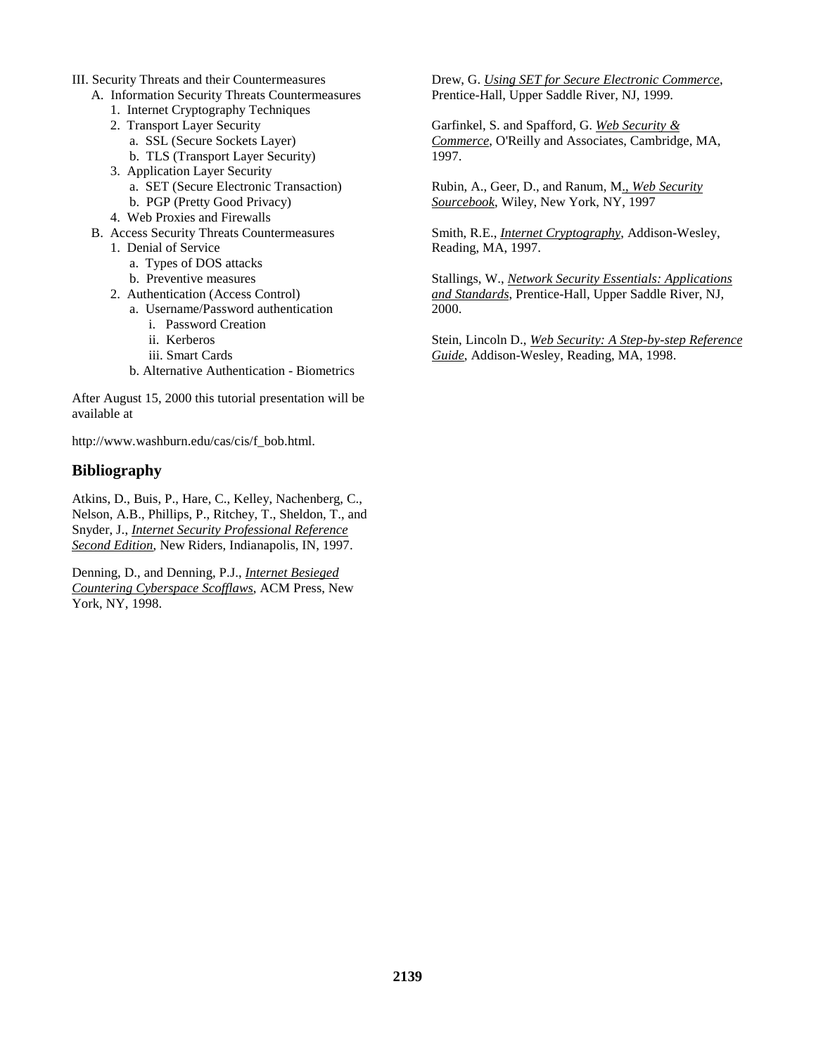III. Security Threats and their Countermeasures
- A. Information Security Threats Countermeasures
  1. Internet Cryptography Techniques
  2. Transport Layer Security
     - a. SSL (Secure Sockets Layer)
     - b. TLS (Transport Layer Security)
  3. Application Layer Security
     - a. SET (Secure Electronic Transaction)
     - b. PGP (Pretty Good Privacy)
  4. Web Proxies and Firewalls
- B. Access Security Threats Countermeasures
  1. Denial of Service
     - a. Types of DOS attacks
     - b. Preventive measures
  2. Authentication (Access Control)
     - a. Username/Password authentication
       - i. Password Creation
       - ii. Kerberos
       - iii. Smart Cards
     - b. Alternative Authentication - Biometrics

After August 15, 2000 this tutorial presentation will be available at

http://www.washburn.edu/cas/cis/f_bob.html.

## Bibliography

Atkins, D., Buis, P., Hare, C., Kelley, Nachenberg, C., Nelson, A.B., Phillips, P., Ritchey, T., Sheldon, T., and Snyder, J., *Internet Security Professional Reference Second Edition*, New Riders, Indianapolis, IN, 1997.

Denning, D., and Denning, P.J., *Internet Besieged Countering Cyberspace Scofflaws*, ACM Press, New York, NY, 1998.

Drew, G. *Using SET for Secure Electronic Commerce*, Prentice-Hall, Upper Saddle River, NJ, 1999.

Garfinkel, S. and Spafford, G. *Web Security & Commerce*, O'Reilly and Associates, Cambridge, MA, 1997.

Rubin, A., Geer, D., and Ranum, M., *Web Security Sourcebook*, Wiley, New York, NY, 1997

Smith, R.E., *Internet Cryptography*, Addison-Wesley, Reading, MA, 1997.

Stallings, W., *Network Security Essentials: Applications and Standards*, Prentice-Hall, Upper Saddle River, NJ, 2000.

Stein, Lincoln D., *Web Security: A Step-by-step Reference Guide*, Addison-Wesley, Reading, MA, 1998.